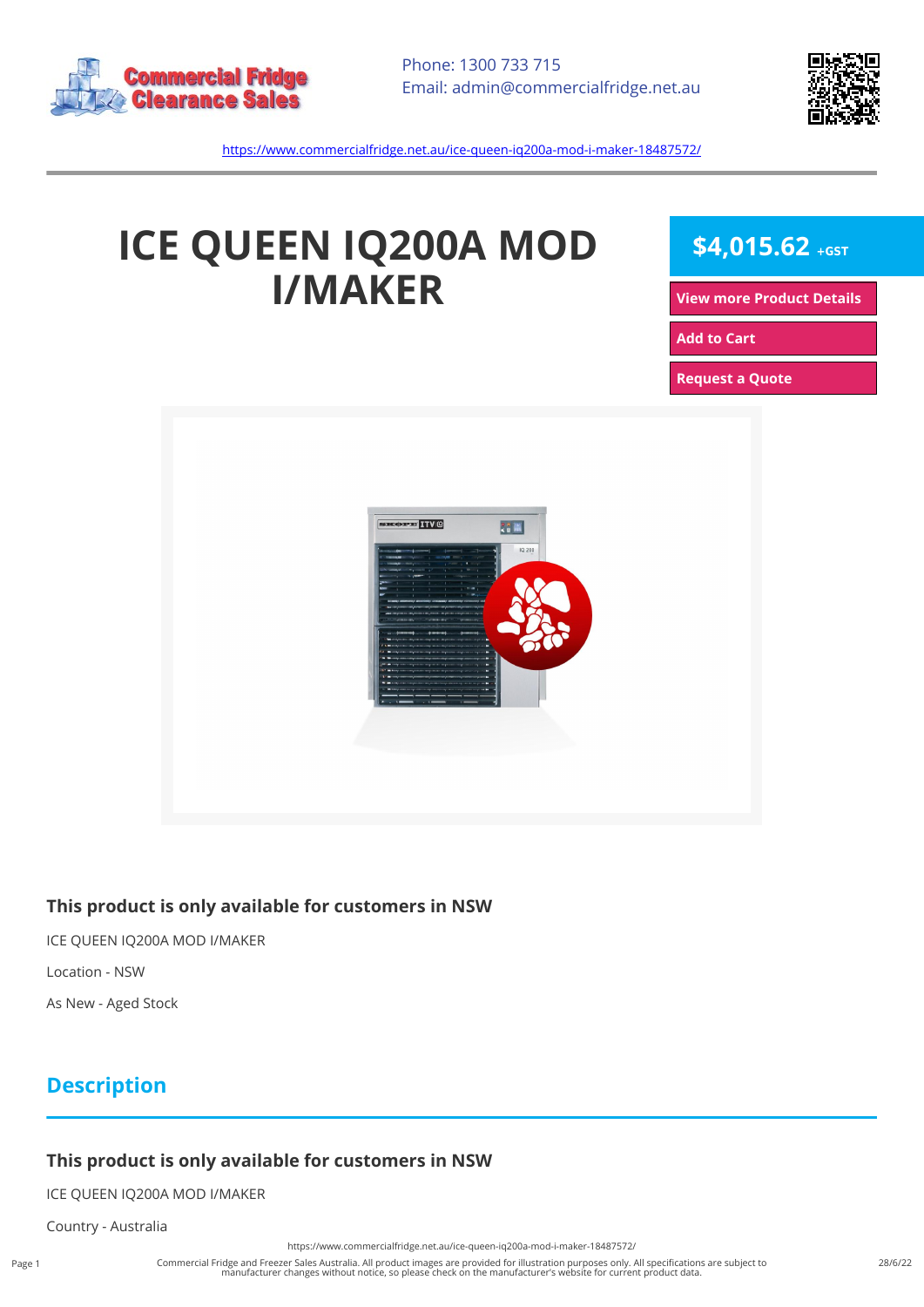Phone: 1300 733 715
Email: admin@commercialfridge.net.au

https://www.commercialfridge.net.au/ice-queen-iq200a-mod-i-maker-18487572/

# ICE QUEEN IQ200A MOD I/MAKER

**$4,015.62** +GST

View more Product Details

Add to Cart

Request a Quote

### This product is only available for customers in NSW

ICE QUEEN IQ200A MOD I/MAKER

Location - NSW

As New - Aged Stock

## Description

### This product is only available for customers in NSW

ICE QUEEN IQ200A MOD I/MAKER

Country - Australia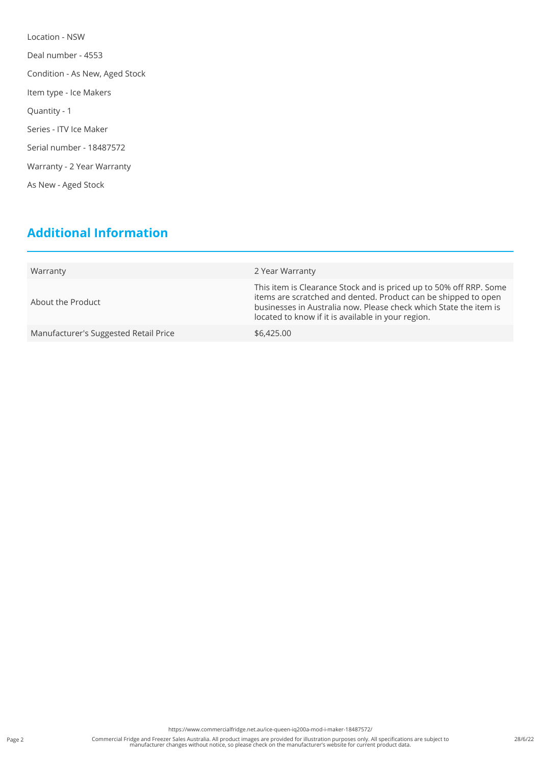Location - NSW

Deal number - 4553

Condition - As New, Aged Stock

Item type - Ice Makers

Quantity - 1

Series - ITV Ice Maker

Serial number - 18487572

Warranty - 2 Year Warranty

As New - Aged Stock

## Additional Information

| | |
|---|---|
| Warranty | 2 Year Warranty |
| About the Product | This item is Clearance Stock and is priced up to 50% off RRP. Some items are scratched and dented. Product can be shipped to open businesses in Australia now. Please check which State the item is located to know if it is available in your region. |
| Manufacturer's Suggested Retail Price | $6,425.00 |